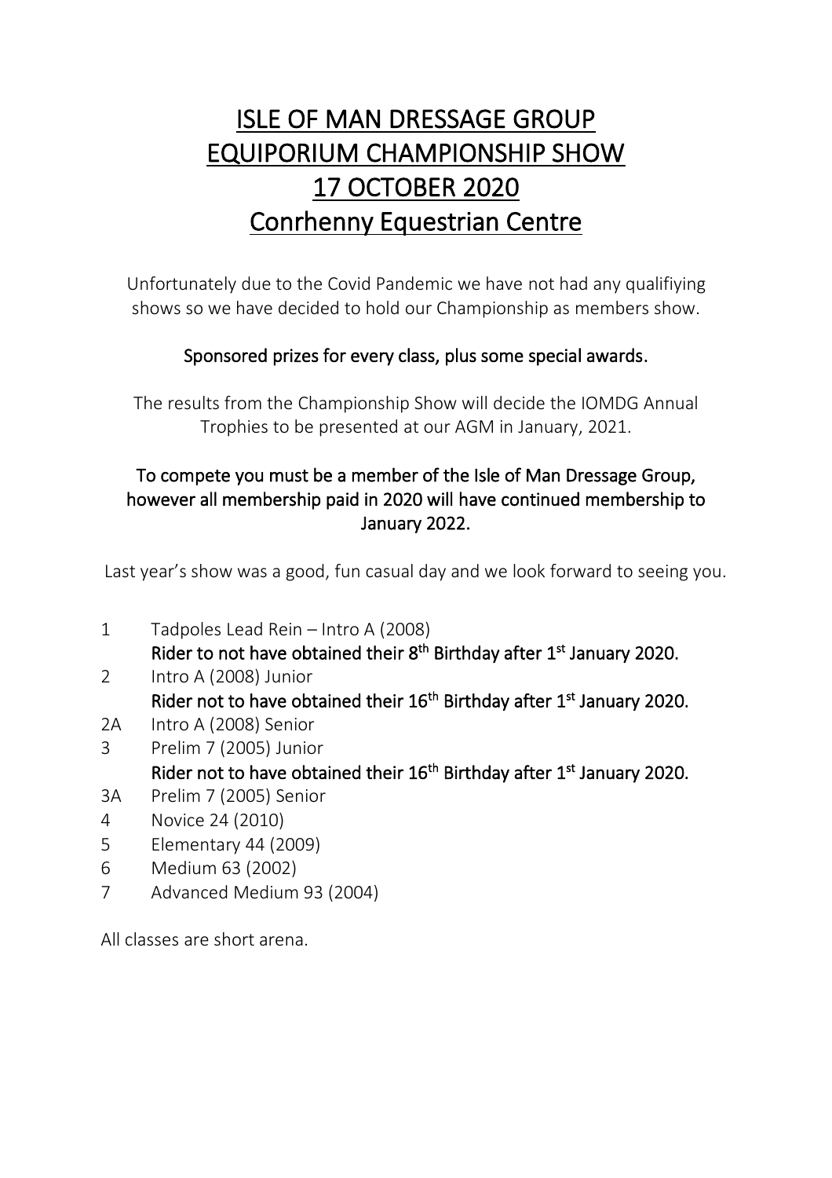# ISLE OF MAN DRESSAGE GROUP
# EQUIPORIUM CHAMPIONSHIP SHOW
# 17 OCTOBER 2020
# Conrhenny Equestrian Centre

Unfortunately due to the Covid Pandemic we have not had any qualifiying shows so we have decided to hold our Championship as members show.

**Sponsored prizes for every class, plus some special awards.**

The results from the Championship Show will decide the IOMDG Annual Trophies to be presented at our AGM in January, 2021.

**To compete you must be a member of the Isle of Man Dressage Group, however all membership paid in 2020 will have continued membership to January 2022.**

Last year's show was a good, fun casual day and we look forward to seeing you.

1 Tadpoles Lead Rein – Intro A (2008)
  **Rider to not have obtained their 8th Birthday after 1st January 2020.**

2 Intro A (2008) Junior
  **Rider not to have obtained their 16th Birthday after 1st January 2020.**

2A Intro A (2008) Senior

3 Prelim 7 (2005) Junior
  **Rider not to have obtained their 16th Birthday after 1st January 2020.**

3A Prelim 7 (2005) Senior

4 Novice 24 (2010)

5 Elementary 44 (2009)

6 Medium 63 (2002)

7 Advanced Medium 93 (2004)

All classes are short arena.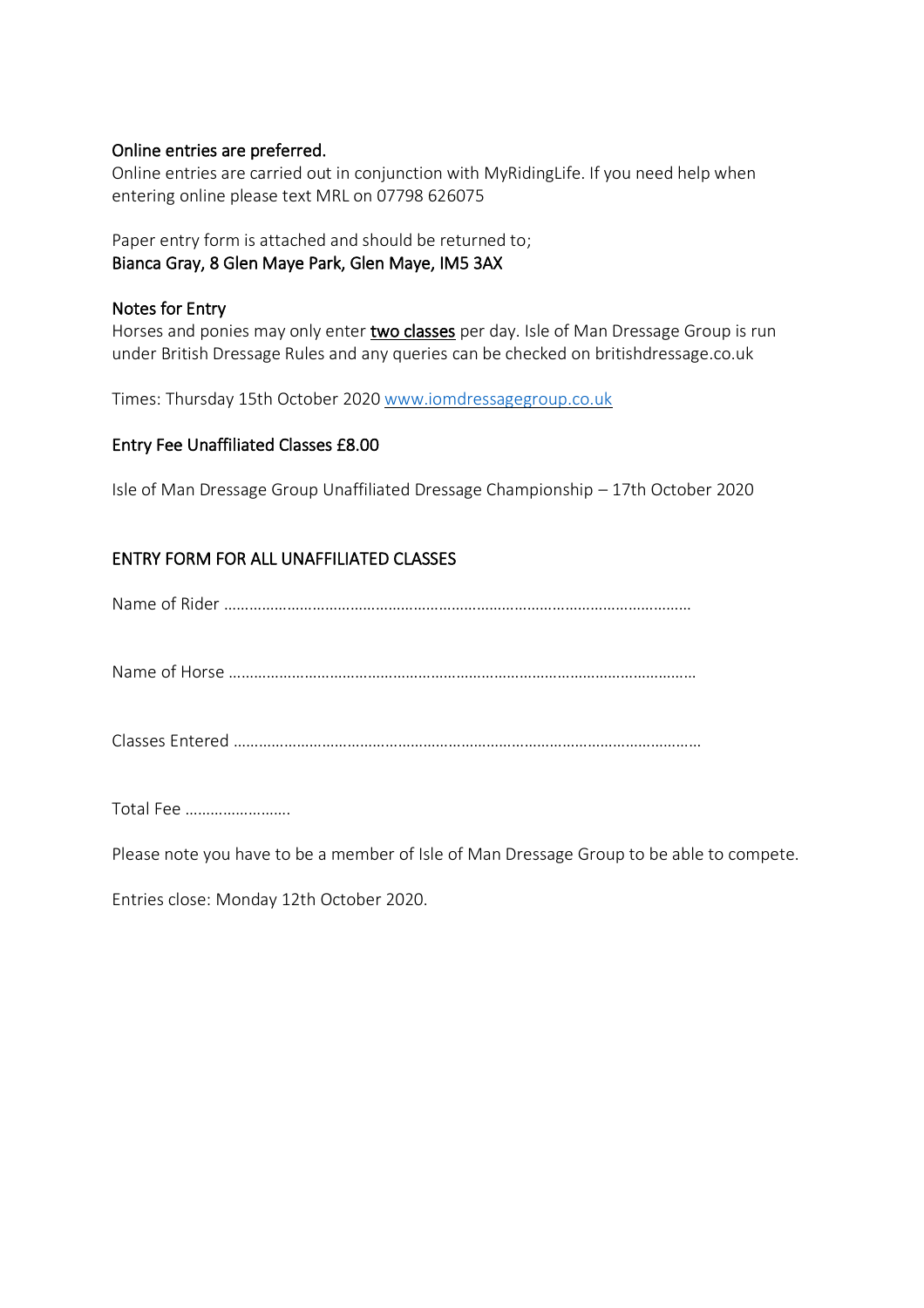### Online entries are preferred.

Online entries are carried out in conjunction with MyRidingLife. If you need help when entering online please text MRL on 07798 626075

Paper entry form is attached and should be returned to;
**Bianca Gray, 8 Glen Maye Park, Glen Maye, IM5 3AX**

### Notes for Entry

Horses and ponies may only enter **two classes** per day. Isle of Man Dressage Group is run under British Dressage Rules and any queries can be checked on britishdressage.co.uk

Times: Thursday 15th October 2020 [www.iomdressagegroup.co.uk](http://www.iomdressagegroup.co.uk)

### Entry Fee Unaffiliated Classes £8.00

Isle of Man Dressage Group Unaffiliated Dressage Championship – 17th October 2020

### ENTRY FORM FOR ALL UNAFFILIATED CLASSES

Name of Rider ……………………………………………………………………………………………………

Name of Horse ……………………………………………………………………………………………………

Classes Entered ……………………………………………………………………………………………………

Total Fee …………………….

Please note you have to be a member of Isle of Man Dressage Group to be able to compete.

Entries close: Monday 12th October 2020.